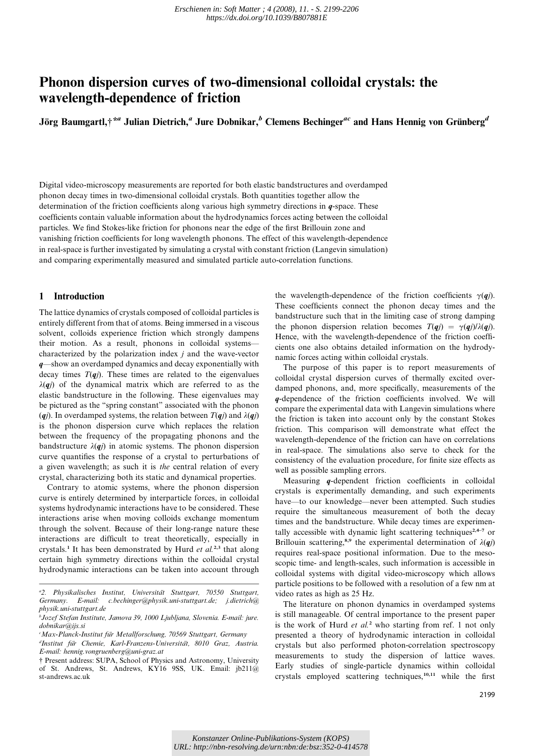# Phonon dispersion curves of two-dimensional colloidal crystals: the wavelength-dependence of friction

Jörg Baumgartl,†*[a] Julian Dietrich,[a] Jure Dobnikar,[b] Clemens Bechinger[ac] and Hans Hennig von Grünberg[d]

Digital video-microscopy measurements are reported for both elastic bandstructures and overdamped phonon decay times in two-dimensional colloidal crystals. Both quantities together allow the determination of the friction coefficients along various high symmetry directions in ***q***-space. These coefficients contain valuable information about the hydrodynamics forces acting between the colloidal particles. We find Stokes-like friction for phonons near the edge of the first Brillouin zone and vanishing friction coefficients for long wavelength phonons. The effect of this wavelength-dependence in real-space is further investigated by simulating a crystal with constant friction (Langevin simulation) and comparing experimentally measured and simulated particle auto-correlation functions.

## 1 Introduction

The lattice dynamics of crystals composed of colloidal particles is entirely different from that of atoms. Being immersed in a viscous solvent, colloids experience friction which strongly dampens their motion. As a result, phonons in colloidal systems—characterized by the polarization index $j$ and the wave-vector $\boldsymbol{q}$—show an overdamped dynamics and decay exponentially with decay times $T(\boldsymbol{q}j)$. These times are related to the eigenvalues $\lambda(\boldsymbol{q}j)$ of the dynamical matrix which are referred to as the elastic bandstructure in the following. These eigenvalues may be pictured as the "spring constant" associated with the phonon $(\boldsymbol{q}j)$. In overdamped systems, the relation between $T(\boldsymbol{q}j)$ and $\lambda(\boldsymbol{q}j)$ is the phonon dispersion curve which replaces the relation between the frequency of the propagating phonons and the bandstructure $\lambda(\boldsymbol{q}j)$ in atomic systems. The phonon dispersion curve quantifies the response of a crystal to perturbations of a given wavelength; as such it is *the* central relation of every crystal, characterizing both its static and dynamical properties.

Contrary to atomic systems, where the phonon dispersion curve is entirely determined by interparticle forces, in colloidal systems hydrodynamic interactions have to be considered. These interactions arise when moving colloids exchange momentum through the solvent. Because of their long-range nature these interactions are difficult to treat theoretically, especially in crystals.[1] It has been demonstrated by Hurd *et al.*[2,3] that along certain high symmetry directions within the colloidal crystal hydrodynamic interactions can be taken into account through the wavelength-dependence of the friction coefficients $\gamma(\boldsymbol{q}j)$. These coefficients connect the phonon decay times and the bandstructure such that in the limiting case of strong damping the phonon dispersion relation becomes $T(\boldsymbol{q}j) = \gamma(\boldsymbol{q}j)/\lambda(\boldsymbol{q}j)$. Hence, with the wavelength-dependence of the friction coefficients one also obtains detailed information on the hydrodynamic forces acting within colloidal crystals.

The purpose of this paper is to report measurements of colloidal crystal dispersion curves of thermally excited overdamped phonons, and, more specifically, measurements of the ***q***-dependence of the friction coefficients involved. We will compare the experimental data with Langevin simulations where the friction is taken into account only by the constant Stokes friction. This comparison will demonstrate what effect the wavelength-dependence of the friction can have on correlations in real-space. The simulations also serve to check for the consistency of the evaluation procedure, for finite size effects as well as possible sampling errors.

Measuring ***q***-dependent friction coefficients in colloidal crystals is experimentally demanding, and such experiments have—to our knowledge—never been attempted. Such studies require the simultaneous measurement of both the decay times and the bandstructure. While decay times are experimentally accessible with dynamic light scattering techniques[2,4–7] or Brillouin scattering,[8,9] the experimental determination of $\lambda(\boldsymbol{q}j)$ requires real-space positional information. Due to the mesoscopic time- and length-scales, such information is accessible in colloidal systems with digital video-microscopy which allows particle positions to be followed with a resolution of a few nm at video rates as high as 25 Hz.

The literature on phonon dynamics in overdamped systems is still manageable. Of central importance to the present paper is the work of Hurd *et al.*[2] who starting from ref. 1 not only presented a theory of hydrodynamic interaction in colloidal crystals but also performed photon-correlation spectroscopy measurements to study the dispersion of lattice waves. Early studies of single-particle dynamics within colloidal crystals employed scattering techniques,[10,11] while the first

[a] 2. Physikalisches Institut, Universität Stuttgart, 70550 Stuttgart, Germany. E-mail: c.bechinger@physik.uni-stuttgart.de; j.dietrich@physik.uni-stuttgart.de

[b] Jozef Stefan Institute, Jamova 39, 1000 Ljubljana, Slovenia. E-mail: jure.dobnikar@ijs.si

[c] Max-Planck-Institut für Metallforschung, 70569 Stuttgart, Germany

[d] Institut für Chemie, Karl-Franzens-Universität, 8010 Graz, Austria. E-mail: hennig.vongruenberg@uni-graz.at

† Present address: SUPA, School of Physics and Astronomy, University of St. Andrews, St. Andrews, KY16 9SS, UK. Email: jb211@st-andrews.ac.uk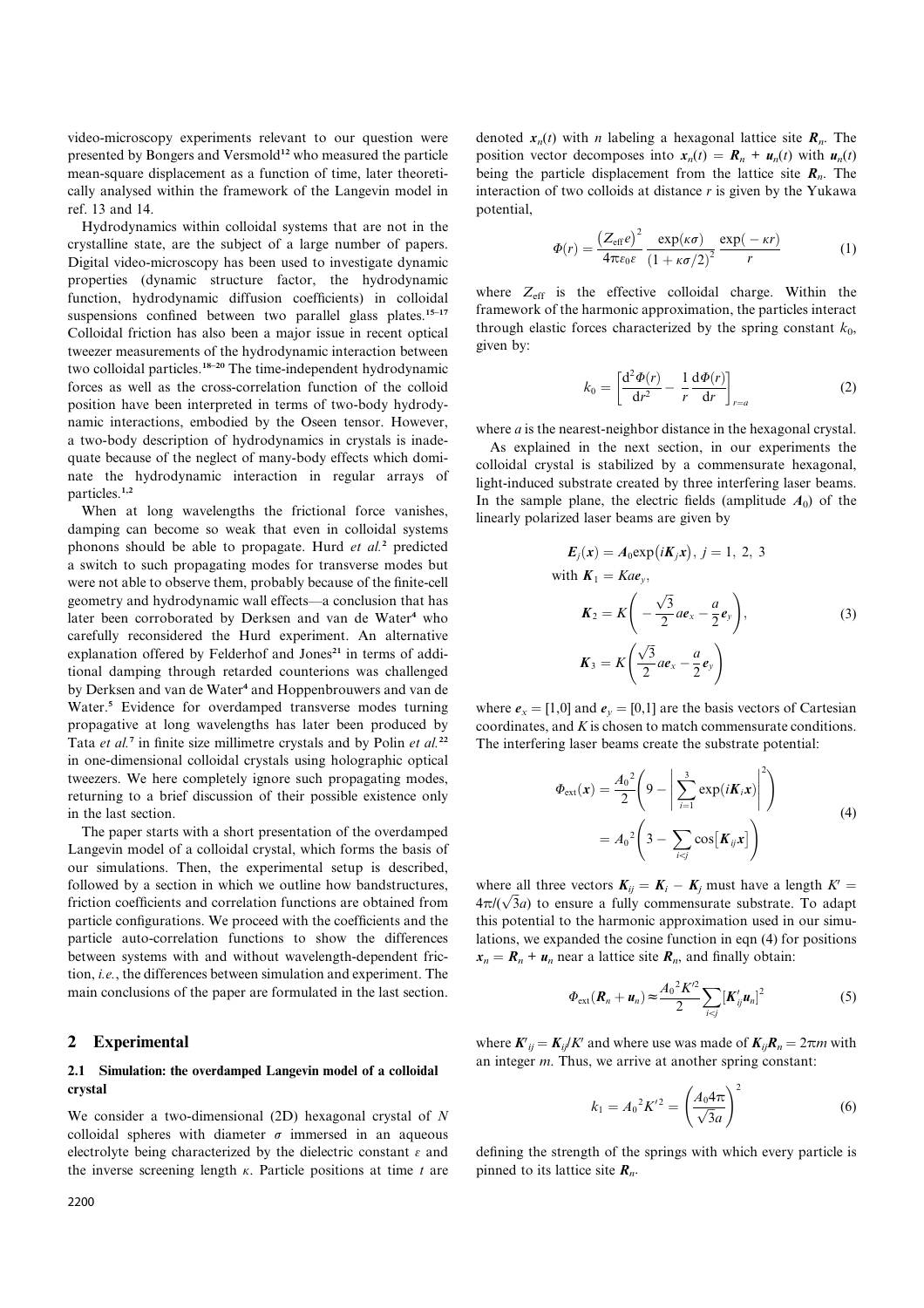video-microscopy experiments relevant to our question were presented by Bongers and Versmold[12] who measured the particle mean-square displacement as a function of time, later theoretically analysed within the framework of the Langevin model in ref. 13 and 14.

Hydrodynamics within colloidal systems that are not in the crystalline state, are the subject of a large number of papers. Digital video-microscopy has been used to investigate dynamic properties (dynamic structure factor, the hydrodynamic function, hydrodynamic diffusion coefficients) in colloidal suspensions confined between two parallel glass plates.[15–17] Colloidal friction has also been a major issue in recent optical tweezer measurements of the hydrodynamic interaction between two colloidal particles.[18–20] The time-independent hydrodynamic forces as well as the cross-correlation function of the colloid position have been interpreted in terms of two-body hydrodynamic interactions, embodied by the Oseen tensor. However, a two-body description of hydrodynamics in crystals is inadequate because of the neglect of many-body effects which dominate the hydrodynamic interaction in regular arrays of particles.[1,2]

When at long wavelengths the frictional force vanishes, damping can become so weak that even in colloidal systems phonons should be able to propagate. Hurd *et al.*[2] predicted a switch to such propagating modes for transverse modes but were not able to observe them, probably because of the finite-cell geometry and hydrodynamic wall effects—a conclusion that has later been corroborated by Derksen and van de Water[4] who carefully reconsidered the Hurd experiment. An alternative explanation offered by Felderhof and Jones[21] in terms of additional damping through retarded counterions was challenged by Derksen and van de Water[4] and Hoppenbrouwers and van de Water.[5] Evidence for overdamped transverse modes turning propagative at long wavelengths has later been produced by Tata *et al.*[7] in finite size millimetre crystals and by Polin *et al.*[22] in one-dimensional colloidal crystals using holographic optical tweezers. We here completely ignore such propagating modes, returning to a brief discussion of their possible existence only in the last section.

The paper starts with a short presentation of the overdamped Langevin model of a colloidal crystal, which forms the basis of our simulations. Then, the experimental setup is described, followed by a section in which we outline how bandstructures, friction coefficients and correlation functions are obtained from particle configurations. We proceed with the coefficients and the particle auto-correlation functions to show the differences between systems with and without wavelength-dependent friction, *i.e.*, the differences between simulation and experiment. The main conclusions of the paper are formulated in the last section.

## 2 Experimental

### 2.1 Simulation: the overdamped Langevin model of a colloidal crystal

We consider a two-dimensional (2D) hexagonal crystal of $N$ colloidal spheres with diameter $\sigma$ immersed in an aqueous electrolyte being characterized by the dielectric constant $\varepsilon$ and the inverse screening length $\kappa$. Particle positions at time $t$ are denoted $\boldsymbol{x}_n(t)$ with $n$ labeling a hexagonal lattice site $\boldsymbol{R}_n$. The position vector decomposes into $\boldsymbol{x}_n(t) = \boldsymbol{R}_n + \boldsymbol{u}_n(t)$ with $\boldsymbol{u}_n(t)$ being the particle displacement from the lattice site $\boldsymbol{R}_n$. The interaction of two colloids at distance $r$ is given by the Yukawa potential,

$$\Phi(r) = \frac{(Z_{\text{eff}}e)^2}{4\pi\varepsilon_0\varepsilon}\frac{\exp(\kappa\sigma)}{(1+\kappa\sigma/2)^2}\frac{\exp(-\kappa r)}{r} \tag{1}$$

where $Z_{\text{eff}}$ is the effective colloidal charge. Within the framework of the harmonic approximation, the particles interact through elastic forces characterized by the spring constant $k_0$, given by:

$$k_0 = \left[\frac{\mathrm{d}^2\Phi(r)}{\mathrm{d}r^2} - \frac{1}{r}\frac{\mathrm{d}\Phi(r)}{\mathrm{d}r}\right]_{r=a} \tag{2}$$

where $a$ is the nearest-neighbor distance in the hexagonal crystal.

As explained in the next section, in our experiments the colloidal crystal is stabilized by a commensurate hexagonal, light-induced substrate created by three interfering laser beams. In the sample plane, the electric fields (amplitude $A_0$) of the linearly polarized laser beams are given by

$$\begin{aligned}
&\boldsymbol{E}_j(\boldsymbol{x}) = A_0\exp(i\boldsymbol{K}_j\boldsymbol{x}),\ j = 1,\ 2,\ 3\\
&\text{with } \boldsymbol{K}_1 = Ka\boldsymbol{e}_y,\\
&\boldsymbol{K}_2 = K\left(-\frac{\sqrt{3}}{2}a\boldsymbol{e}_x - \frac{a}{2}\boldsymbol{e}_y\right),\\
&\boldsymbol{K}_3 = K\left(\frac{\sqrt{3}}{2}a\boldsymbol{e}_x - \frac{a}{2}\boldsymbol{e}_y\right)
\end{aligned} \tag{3}$$

where $\boldsymbol{e}_x = [1,0]$ and $\boldsymbol{e}_y = [0,1]$ are the basis vectors of Cartesian coordinates, and $K$ is chosen to match commensurate conditions. The interfering laser beams create the substrate potential:

$$\begin{aligned}
\Phi_{\text{ext}}(\boldsymbol{x}) &= \frac{A_0^{\,2}}{2}\left(9 - \left|\sum_{i=1}^{3}\exp(i\boldsymbol{K}_i\boldsymbol{x})\right|^2\right)\\
&= A_0^{\,2}\left(3 - \sum_{i<j}\cos[\boldsymbol{K}_{ij}\boldsymbol{x}]\right)
\end{aligned} \tag{4}$$

where all three vectors $\boldsymbol{K}_{ij} = \boldsymbol{K}_i - \boldsymbol{K}_j$ must have a length $K' = 4\pi/(\sqrt{3}a)$ to ensure a fully commensurate substrate. To adapt this potential to the harmonic approximation used in our simulations, we expanded the cosine function in eqn (4) for positions $\boldsymbol{x}_n = \boldsymbol{R}_n + \boldsymbol{u}_n$ near a lattice site $\boldsymbol{R}_n$, and finally obtain:

$$\Phi_{\text{ext}}(\boldsymbol{R}_n + \boldsymbol{u}_n) \approx \frac{A_0^{\,2}K'^2}{2}\sum_{i<j}[\boldsymbol{K}'_{ij}\boldsymbol{u}_n]^2 \tag{5}$$

where $\boldsymbol{K}'_{ij} = \boldsymbol{K}_{ij}/K'$ and where use was made of $\boldsymbol{K}_{ij}\boldsymbol{R}_n = 2\pi m$ with an integer $m$. Thus, we arrive at another spring constant:

$$k_1 = A_0^{\,2}K'^2 = \left(\frac{A_0 4\pi}{\sqrt{3}a}\right)^2 \tag{6}$$

defining the strength of the springs with which every particle is pinned to its lattice site $\boldsymbol{R}_n$.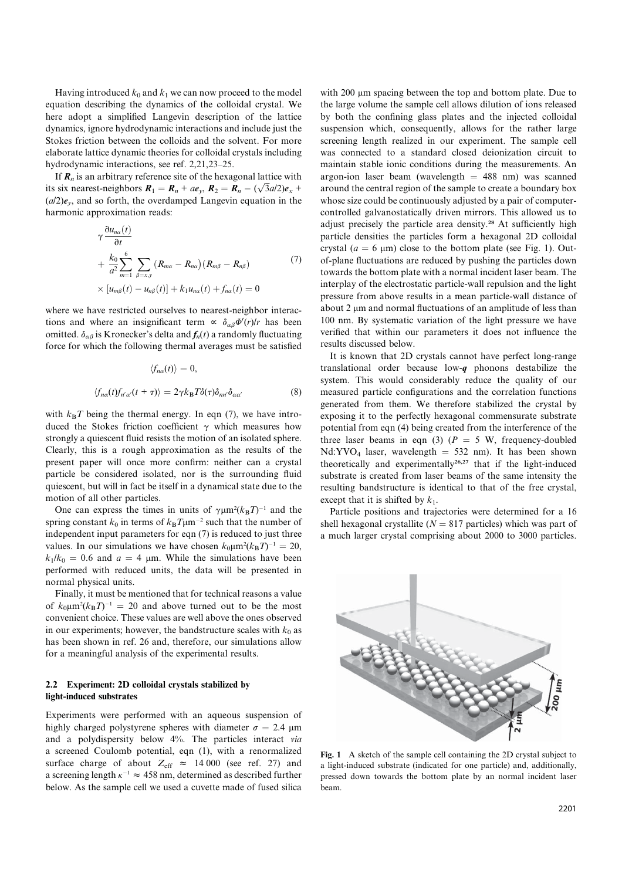Having introduced $k_0$ and $k_1$ we can now proceed to the model equation describing the dynamics of the colloidal crystal. We here adopt a simplified Langevin description of the lattice dynamics, ignore hydrodynamic interactions and include just the Stokes friction between the colloids and the solvent. For more elaborate lattice dynamic theories for colloidal crystals including hydrodynamic interactions, see ref. 2,21,23–25.

If $\boldsymbol{R}_n$ is an arbitrary reference site of the hexagonal lattice with its six nearest-neighbors $\boldsymbol{R}_1 = \boldsymbol{R}_n + a\boldsymbol{e}_y$, $\boldsymbol{R}_2 = \boldsymbol{R}_n - (\sqrt{3}a/2)\boldsymbol{e}_x + (a/2)\boldsymbol{e}_y$, and so forth, the overdamped Langevin equation in the harmonic approximation reads:

$$
\begin{aligned}
&\gamma \frac{\partial u_{n\alpha}(t)}{\partial t} \\
&+ \frac{k_0}{a^2} \sum_{m=1}^{6} \sum_{\beta=x,y} \left(R_{m\alpha} - R_{n\alpha}\right)\left(R_{m\beta} - R_{n\beta}\right) \\
&\times \left[u_{m\beta}(t) - u_{n\beta}(t)\right] + k_1 u_{n\alpha}(t) + f_{n\alpha}(t) = 0
\end{aligned}
\tag{7}
$$

where we have restricted ourselves to nearest-neighbor interactions and where an insignificant term $\propto \delta_{\alpha\beta}\Phi'(r)/r$ has been omitted. $\delta_{\alpha\beta}$ is Kronecker's delta and $\boldsymbol{f}_n(t)$ a randomly fluctuating force for which the following thermal averages must be satisfied

$$
\begin{aligned}
&\langle f_{n\alpha}(t) \rangle = 0, \\
&\langle f_{n\alpha}(t) f_{n'\alpha'}(t+\tau) \rangle = 2\gamma k_B T \delta(\tau) \delta_{nn'} \delta_{\alpha\alpha'}
\end{aligned}
\tag{8}
$$

with $k_BT$ being the thermal energy. In eqn (7), we have introduced the Stokes friction coefficient $\gamma$ which measures how strongly a quiescent fluid resists the motion of an isolated sphere. Clearly, this is a rough approximation as the results of the present paper will once more confirm: neither can a crystal particle be considered isolated, nor is the surrounding fluid quiescent, but will in fact be itself in a dynamical state due to the motion of all other particles.

One can express the times in units of $\gamma \mu\text{m}^2(k_BT)^{-1}$ and the spring constant $k_0$ in terms of $k_BT\mu\text{m}^{-2}$ such that the number of independent input parameters for eqn (7) is reduced to just three values. In our simulations we have chosen $k_0\mu\text{m}^2(k_BT)^{-1} = 20$, $k_1/k_0 = 0.6$ and $a = 4$ μm. While the simulations have been performed with reduced units, the data will be presented in normal physical units.

Finally, it must be mentioned that for technical reasons a value of $k_0\mu\text{m}^2(k_BT)^{-1} = 20$ and above turned out to be the most convenient choice. These values are well above the ones observed in our experiments; however, the bandstructure scales with $k_0$ as has been shown in ref. 26 and, therefore, our simulations allow for a meaningful analysis of the experimental results.

### 2.2 Experiment: 2D colloidal crystals stabilized by light-induced substrates

Experiments were performed with an aqueous suspension of highly charged polystyrene spheres with diameter $\sigma = 2.4$ μm and a polydispersity below 4%. The particles interact *via* a screened Coulomb potential, eqn (1), with a renormalized surface charge of about $Z_{\text{eff}} \approx 14\,000$ (see ref. 27) and a screening length $\kappa^{-1} \approx 458$ nm, determined as described further below. As the sample cell we used a cuvette made of fused silica with 200 μm spacing between the top and bottom plate. Due to the large volume the sample cell allows dilution of ions released by both the confining glass plates and the injected colloidal suspension which, consequently, allows for the rather large screening length realized in our experiment. The sample cell was connected to a standard closed deionization circuit to maintain stable ionic conditions during the measurements. An argon-ion laser beam (wavelength = 488 nm) was scanned around the central region of the sample to create a boundary box whose size could be continuously adjusted by a pair of computer-controlled galvanostatically driven mirrors. This allowed us to adjust precisely the particle area density.[28] At sufficiently high particle densities the particles form a hexagonal 2D colloidal crystal ($a = 6$ μm) close to the bottom plate (see Fig. 1). Out-of-plane fluctuations are reduced by pushing the particles down towards the bottom plate with a normal incident laser beam. The interplay of the electrostatic particle-wall repulsion and the light pressure from above results in a mean particle-wall distance of about 2 μm and normal fluctuations of an amplitude of less than 100 nm. By systematic variation of the light pressure we have verified that within our parameters it does not influence the results discussed below.

It is known that 2D crystals cannot have perfect long-range translational order because low-$\boldsymbol{q}$ phonons destabilize the system. This would considerably reduce the quality of our measured particle configurations and the correlation functions generated from them. We therefore stabilized the crystal by exposing it to the perfectly hexagonal commensurate substrate potential from eqn (4) being created from the interference of the three laser beams in eqn (3) ($P = 5$ W, frequency-doubled $\text{Nd:YVO}_4$ laser, wavelength = 532 nm). It has been shown theoretically and experimentally[26,27] that if the light-induced substrate is created from laser beams of the same intensity the resulting bandstructure is identical to that of the free crystal, except that it is shifted by $k_1$.

Particle positions and trajectories were determined for a 16 shell hexagonal crystallite ($N = 817$ particles) which was part of a much larger crystal comprising about 2000 to 3000 particles.

**Fig. 1** A sketch of the sample cell containing the 2D crystal subject to a light-induced substrate (indicated for one particle) and, additionally, pressed down towards the bottom plate by an normal incident laser beam.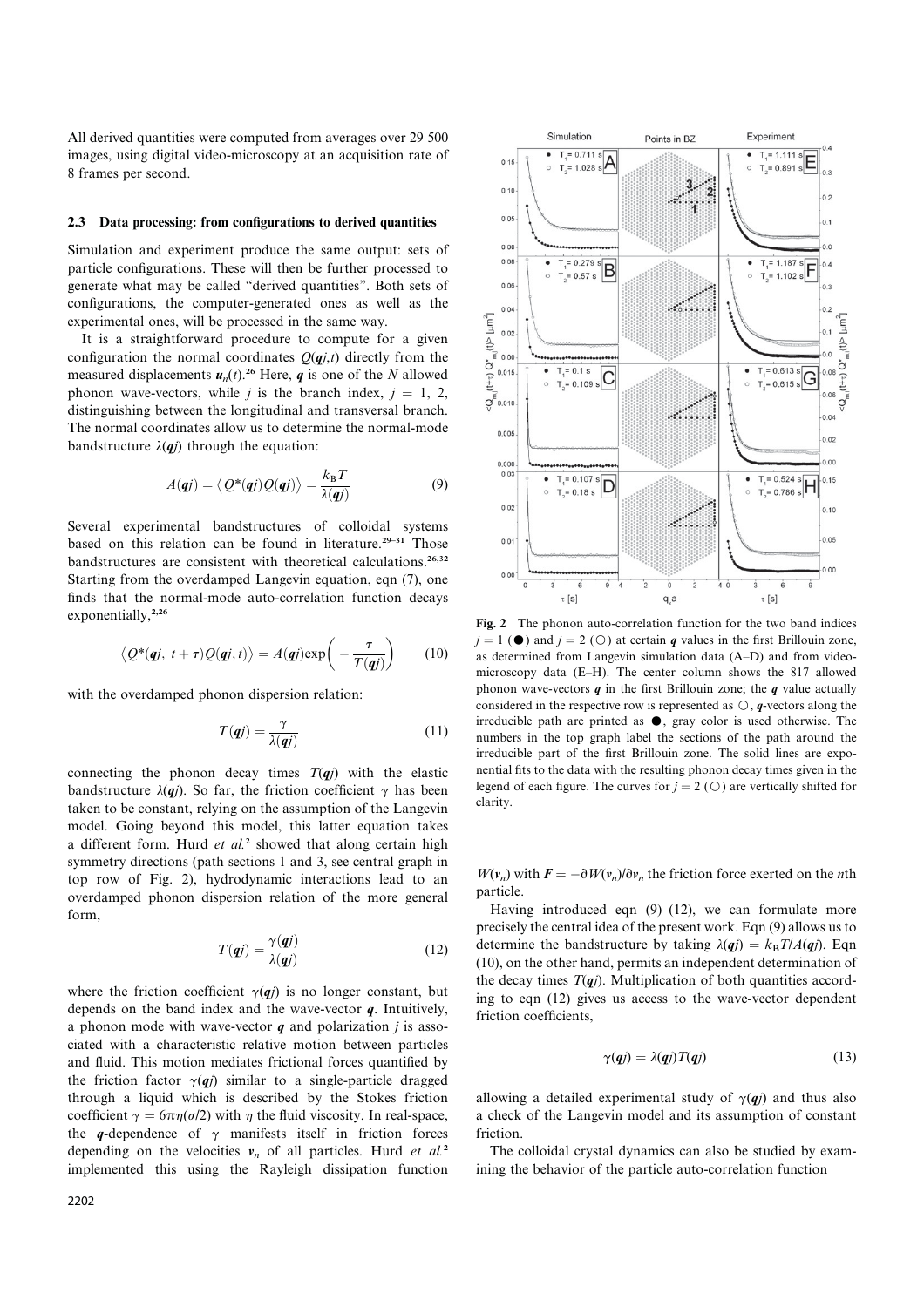All derived quantities were computed from averages over 29 500 images, using digital video-microscopy at an acquisition rate of 8 frames per second.

### 2.3 Data processing: from configurations to derived quantities

Simulation and experiment produce the same output: sets of particle configurations. These will then be further processed to generate what may be called "derived quantities". Both sets of configurations, the computer-generated ones as well as the experimental ones, will be processed in the same way.

It is a straightforward procedure to compute for a given configuration the normal coordinates $Q(\boldsymbol{q}j,t)$ directly from the measured displacements $\boldsymbol{u}_n(t)$.[26] Here, $\boldsymbol{q}$ is one of the $N$ allowed phonon wave-vectors, while $j$ is the branch index, $j$ = 1, 2, distinguishing between the longitudinal and transversal branch. The normal coordinates allow us to determine the normal-mode bandstructure $\lambda(\boldsymbol{q}j)$ through the equation:

$$A(\boldsymbol{q}j) = \left\langle Q^*(\boldsymbol{q}j)Q(\boldsymbol{q}j)\right\rangle = \frac{k_\mathrm{B}T}{\lambda(\boldsymbol{q}j)} \tag{9}$$

Several experimental bandstructures of colloidal systems based on this relation can be found in literature.[29–31] Those bandstructures are consistent with theoretical calculations.[26,32] Starting from the overdamped Langevin equation, eqn (7), one finds that the normal-mode auto-correlation function decays exponentially,[2,26]

$$\left\langle Q^*(\boldsymbol{q}j,\ t+\tau)Q(\boldsymbol{q}j,t)\right\rangle = A(\boldsymbol{q}j)\exp\left(-\frac{\tau}{T(\boldsymbol{q}j)}\right) \tag{10}$$

with the overdamped phonon dispersion relation:

$$T(\boldsymbol{q}j) = \frac{\gamma}{\lambda(\boldsymbol{q}j)} \tag{11}$$

connecting the phonon decay times $T(\boldsymbol{q}j)$ with the elastic bandstructure $\lambda(\boldsymbol{q}j)$. So far, the friction coefficient $\gamma$ has been taken to be constant, relying on the assumption of the Langevin model. Going beyond this model, this latter equation takes a different form. Hurd *et al.*[2] showed that along certain high symmetry directions (path sections 1 and 3, see central graph in top row of Fig. 2), hydrodynamic interactions lead to an overdamped phonon dispersion relation of the more general form,

$$T(\boldsymbol{q}j) = \frac{\gamma(\boldsymbol{q}j)}{\lambda(\boldsymbol{q}j)} \tag{12}$$

where the friction coefficient $\gamma(\boldsymbol{q}j)$ is no longer constant, but depends on the band index and the wave-vector $\boldsymbol{q}$. Intuitively, a phonon mode with wave-vector $\boldsymbol{q}$ and polarization $j$ is associated with a characteristic relative motion between particles and fluid. This motion mediates frictional forces quantified by the friction factor $\gamma(\boldsymbol{q}j)$ similar to a single-particle dragged through a liquid which is described by the Stokes friction coefficient $\gamma = 6\pi\eta(\sigma/2)$ with $\eta$ the fluid viscosity. In real-space, the $\boldsymbol{q}$-dependence of $\gamma$ manifests itself in friction forces depending on the velocities $\boldsymbol{v}_n$ of all particles. Hurd *et al.*[2] implemented this using the Rayleigh dissipation function $W(\boldsymbol{v}_n)$ with $\boldsymbol{F} = -\partial W(\boldsymbol{v}_n)/\partial \boldsymbol{v}_n$ the friction force exerted on the $n$th particle.

Fig. 2 The phonon auto-correlation function for the two band indices $j$ = 1 (●) and $j$ = 2 (○) at certain $\boldsymbol{q}$ values in the first Brillouin zone, as determined from Langevin simulation data (A–D) and from video-microscopy data (E–H). The center column shows the 817 allowed phonon wave-vectors $\boldsymbol{q}$ in the first Brillouin zone; the $\boldsymbol{q}$ value actually considered in the respective row is represented as ○, $\boldsymbol{q}$-vectors along the irreducible path are printed as ●, gray color is used otherwise. The numbers in the top graph label the sections of the path around the irreducible part of the first Brillouin zone. The solid lines are exponential fits to the data with the resulting phonon decay times given in the legend of each figure. The curves for $j$ = 2 (○) are vertically shifted for clarity.

Having introduced eqn (9)–(12), we can formulate more precisely the central idea of the present work. Eqn (9) allows us to determine the bandstructure by taking $\lambda(\boldsymbol{q}j) = k_\mathrm{B}T/A(\boldsymbol{q}j)$. Eqn (10), on the other hand, permits an independent determination of the decay times $T(\boldsymbol{q}j)$. Multiplication of both quantities according to eqn (12) gives us access to the wave-vector dependent friction coefficients,

$$\gamma(\boldsymbol{q}j) = \lambda(\boldsymbol{q}j)T(\boldsymbol{q}j) \tag{13}$$

allowing a detailed experimental study of $\gamma(\boldsymbol{q}j)$ and thus also a check of the Langevin model and its assumption of constant friction.

The colloidal crystal dynamics can also be studied by examining the behavior of the particle auto-correlation function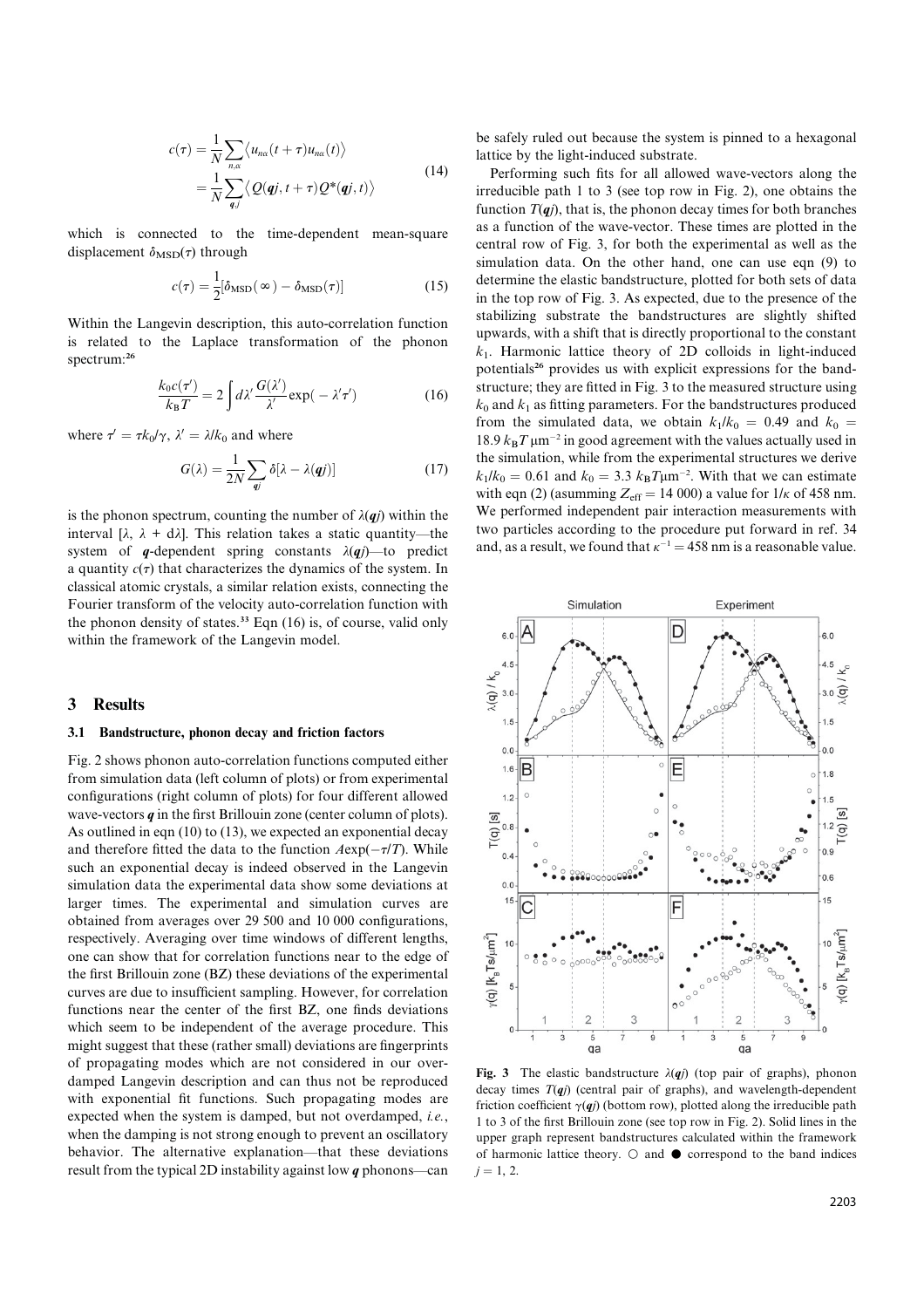$$
\begin{aligned}
c(\tau) &= \frac{1}{N}\sum_{n,\alpha}\langle u_{n\alpha}(t+\tau)u_{n\alpha}(t)\rangle \\
&= \frac{1}{N}\sum_{\boldsymbol{q},j}\langle Q(\boldsymbol{q}j,t+\tau)Q^{*}(\boldsymbol{q}j,t)\rangle
\end{aligned}
\tag{14}
$$

which is connected to the time-dependent mean-square displacement $\delta_{\rm MSD}(\tau)$ through

$$
c(\tau) = \frac{1}{2}[\delta_{\rm MSD}(\infty) - \delta_{\rm MSD}(\tau)] \tag{15}
$$

Within the Langevin description, this auto-correlation function is related to the Laplace transformation of the phonon spectrum:[26]

$$
\frac{k_0 c(\tau')}{k_{\rm B}T} = 2\int d\lambda' \frac{G(\lambda')}{\lambda'}\exp(-\lambda'\tau') \tag{16}
$$

where $\tau' = \tau k_0/\gamma$, $\lambda' = \lambda/k_0$ and where

$$
G(\lambda) = \frac{1}{2N}\sum_{\boldsymbol{q}j}\delta[\lambda - \lambda(\boldsymbol{q}j)] \tag{17}
$$

is the phonon spectrum, counting the number of $\lambda(\boldsymbol{q}j)$ within the interval $[\lambda, \lambda + d\lambda]$. This relation takes a static quantity—the system of $\boldsymbol{q}$-dependent spring constants $\lambda(\boldsymbol{q}j)$—to predict a quantity $c(\tau)$ that characterizes the dynamics of the system. In classical atomic crystals, a similar relation exists, connecting the Fourier transform of the velocity auto-correlation function with the phonon density of states.[33] Eqn (16) is, of course, valid only within the framework of the Langevin model.

## 3 Results

### 3.1 Bandstructure, phonon decay and friction factors

Fig. 2 shows phonon auto-correlation functions computed either from simulation data (left column of plots) or from experimental configurations (right column of plots) for four different allowed wave-vectors $\boldsymbol{q}$ in the first Brillouin zone (center column of plots). As outlined in eqn (10) to (13), we expected an exponential decay and therefore fitted the data to the function $A\exp(-\tau/T)$. While such an exponential decay is indeed observed in the Langevin simulation data the experimental data show some deviations at larger times. The experimental and simulation curves are obtained from averages over 29 500 and 10 000 configurations, respectively. Averaging over time windows of different lengths, one can show that for correlation functions near to the edge of the first Brillouin zone (BZ) these deviations of the experimental curves are due to insufficient sampling. However, for correlation functions near the center of the first BZ, one finds deviations which seem to be independent of the average procedure. This might suggest that these (rather small) deviations are fingerprints of propagating modes which are not considered in our over-damped Langevin description and can thus not be reproduced with exponential fit functions. Such propagating modes are expected when the system is damped, but not overdamped, *i.e.*, when the damping is not strong enough to prevent an oscillatory behavior. The alternative explanation—that these deviations result from the typical 2D instability against low $\boldsymbol{q}$ phonons—can be safely ruled out because the system is pinned to a hexagonal lattice by the light-induced substrate.

Performing such fits for all allowed wave-vectors along the irreducible path 1 to 3 (see top row in Fig. 2), one obtains the function $T(\boldsymbol{q}j)$, that is, the phonon decay times for both branches as a function of the wave-vector. These times are plotted in the central row of Fig. 3, for both the experimental as well as the simulation data. On the other hand, one can use eqn (9) to determine the elastic bandstructure, plotted for both sets of data in the top row of Fig. 3. As expected, due to the presence of the stabilizing substrate the bandstructures are slightly shifted upwards, with a shift that is directly proportional to the constant $k_1$. Harmonic lattice theory of 2D colloids in light-induced potentials[26] provides us with explicit expressions for the bandstructure; they are fitted in Fig. 3 to the measured structure using $k_0$ and $k_1$ as fitting parameters. For the bandstructures produced from the simulated data, we obtain $k_1/k_0 = 0.49$ and $k_0 = 18.9\ k_{\rm B}T\ \mu{\rm m}^{-2}$ in good agreement with the values actually used in the simulation, while from the experimental structures we derive $k_1/k_0 = 0.61$ and $k_0 = 3.3\ k_{\rm B}T\mu{\rm m}^{-2}$. With that we can estimate with eqn (2) (assumming $Z_{\rm eff} = 14\ 000$) a value for $1/\kappa$ of 458 nm. We performed independent pair interaction measurements with two particles according to the procedure put forward in ref. 34 and, as a result, we found that $\kappa^{-1} = 458$ nm is a reasonable value.

**Fig. 3** The elastic bandstructure $\lambda(\boldsymbol{q}j)$ (top pair of graphs), phonon decay times $T(\boldsymbol{q}j)$ (central pair of graphs), and wavelength-dependent friction coefficient $\gamma(\boldsymbol{q}j)$ (bottom row), plotted along the irreducible path 1 to 3 of the first Brillouin zone (see top row in Fig. 2). Solid lines in the upper graph represent bandstructures calculated within the framework of harmonic lattice theory. ○ and ● correspond to the band indices $j = 1, 2$.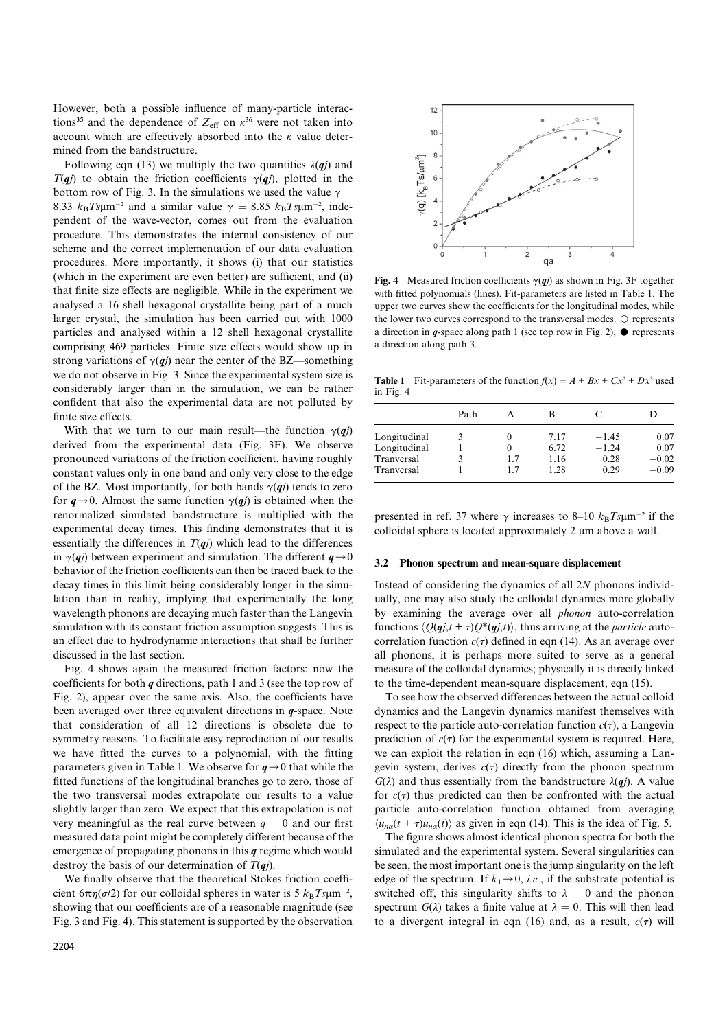However, both a possible influence of many-particle interactions[35] and the dependence of $Z_{\mathrm{eff}}$ on $\kappa$[36] were not taken into account which are effectively absorbed into the $\kappa$ value determined from the bandstructure.

Following eqn (13) we multiply the two quantities $\lambda(\boldsymbol{q}j)$ and $T(\boldsymbol{q}j)$ to obtain the friction coefficients $\gamma(\boldsymbol{q}j)$, plotted in the bottom row of Fig. 3. In the simulations we used the value $\gamma = 8.33\ k_{\mathrm{B}}Ts\mu\mathrm{m}^{-2}$ and a similar value $\gamma = 8.85\ k_{\mathrm{B}}Ts\mu\mathrm{m}^{-2}$, independent of the wave-vector, comes out from the evaluation procedure. This demonstrates the internal consistency of our scheme and the correct implementation of our data evaluation procedures. More importantly, it shows (i) that our statistics (which in the experiment are even better) are sufficient, and (ii) that finite size effects are negligible. While in the experiment we analysed a 16 shell hexagonal crystallite being part of a much larger crystal, the simulation has been carried out with 1000 particles and analysed within a 12 shell hexagonal crystallite comprising 469 particles. Finite size effects would show up in strong variations of $\gamma(\boldsymbol{q}j)$ near the center of the BZ—something we do not observe in Fig. 3. Since the experimental system size is considerably larger than in the simulation, we can be rather confident that also the experimental data are not polluted by finite size effects.

With that we turn to our main result—the function $\gamma(\boldsymbol{q}j)$ derived from the experimental data (Fig. 3F). We observe pronounced variations of the friction coefficient, having roughly constant values only in one band and only very close to the edge of the BZ. Most importantly, for both bands $\gamma(\boldsymbol{q}j)$ tends to zero for $\boldsymbol{q} \to 0$. Almost the same function $\gamma(\boldsymbol{q}j)$ is obtained when the renormalized simulated bandstructure is multiplied with the experimental decay times. This finding demonstrates that it is essentially the differences in $T(\boldsymbol{q}j)$ which lead to the differences in $\gamma(\boldsymbol{q}j)$ between experiment and simulation. The different $\boldsymbol{q} \to 0$ behavior of the friction coefficients can then be traced back to the decay times in this limit being considerably longer in the simulation than in reality, implying that experimentally the long wavelength phonons are decaying much faster than the Langevin simulation with its constant friction assumption suggests. This is an effect due to hydrodynamic interactions that shall be further discussed in the last section.

Fig. 4 shows again the measured friction factors: now the coefficients for both $\boldsymbol{q}$ directions, path 1 and 3 (see the top row of Fig. 2), appear over the same axis. Also, the coefficients have been averaged over three equivalent directions in $\boldsymbol{q}$-space. Note that consideration of all 12 directions is obsolete due to symmetry reasons. To facilitate easy reproduction of our results we have fitted the curves to a polynomial, with the fitting parameters given in Table 1. We observe for $\boldsymbol{q} \to 0$ that while the fitted functions of the longitudinal branches go to zero, those of the two transversal modes extrapolate our results to a value slightly larger than zero. We expect that this extrapolation is not very meaningful as the real curve between $q = 0$ and our first measured data point might be completely different because of the emergence of propagating phonons in this $\boldsymbol{q}$ regime which would destroy the basis of our determination of $T(\boldsymbol{q}j)$.

We finally observe that the theoretical Stokes friction coefficient $6\pi\eta(\sigma/2)$ for our colloidal spheres in water is $5\ k_{\mathrm{B}}Ts\mu\mathrm{m}^{-2}$, showing that our coefficients are of a reasonable magnitude (see Fig. 3 and Fig. 4). This statement is supported by the observation presented in ref. 37 where $\gamma$ increases to 8–10 $k_{\mathrm{B}}Ts\mu\mathrm{m}^{-2}$ if the colloidal sphere is located approximately 2 μm above a wall.

**Fig. 4** Measured friction coefficients $\gamma(\boldsymbol{q}j)$ as shown in Fig. 3F together with fitted polynomials (lines). Fit-parameters are listed in Table 1. The upper two curves show the coefficients for the longitudinal modes, while the lower two curves correspond to the transversal modes. ○ represents a direction in $\boldsymbol{q}$-space along path 1 (see top row in Fig. 2), ● represents a direction along path 3.

**Table 1** Fit-parameters of the function $f(x) = A + Bx + Cx^2 + Dx^3$ used in Fig. 4

| | Path | A | B | C | D |
|---|---|---|---|---|---|
| Longitudinal | 3 | 0 | 7.17 | −1.45 | 0.07 |
| Longitudinal | 1 | 0 | 6.72 | −1.24 | 0.07 |
| Tranversal | 3 | 1.7 | 1.16 | 0.28 | −0.02 |
| Tranversal | 1 | 1.7 | 1.28 | 0.29 | −0.09 |

### 3.2 Phonon spectrum and mean-square displacement

Instead of considering the dynamics of all $2N$ phonons individually, one may also study the colloidal dynamics more globally by examining the average over all *phonon* auto-correlation functions $\langle Q(\boldsymbol{q}j,t+\tau)Q^*(\boldsymbol{q}j,t)\rangle$, thus arriving at the *particle* auto-correlation function $c(\tau)$ defined in eqn (14). As an average over all phonons, it is perhaps more suited to serve as a general measure of the colloidal dynamics; physically it is directly linked to the time-dependent mean-square displacement, eqn (15).

To see how the observed differences between the actual colloid dynamics and the Langevin dynamics manifest themselves with respect to the particle auto-correlation function $c(\tau)$, a Langevin prediction of $c(\tau)$ for the experimental system is required. Here, we can exploit the relation in eqn (16) which, assuming a Langevin system, derives $c(\tau)$ directly from the phonon spectrum $G(\lambda)$ and thus essentially from the bandstructure $\lambda(\boldsymbol{q}j)$. A value for $c(\tau)$ thus predicted can then be confronted with the actual particle auto-correlation function obtained from averaging $\langle u_{n\alpha}(t+\tau)u_{n\alpha}(t)\rangle$ as given in eqn (14). This is the idea of Fig. 5.

The figure shows almost identical phonon spectra for both the simulated and the experimental system. Several singularities can be seen, the most important one is the jump singularity on the left edge of the spectrum. If $k_1 \to 0$, *i.e.*, if the substrate potential is switched off, this singularity shifts to $\lambda = 0$ and the phonon spectrum $G(\lambda)$ takes a finite value at $\lambda = 0$. This will then lead to a divergent integral in eqn (16) and, as a result, $c(\tau)$ will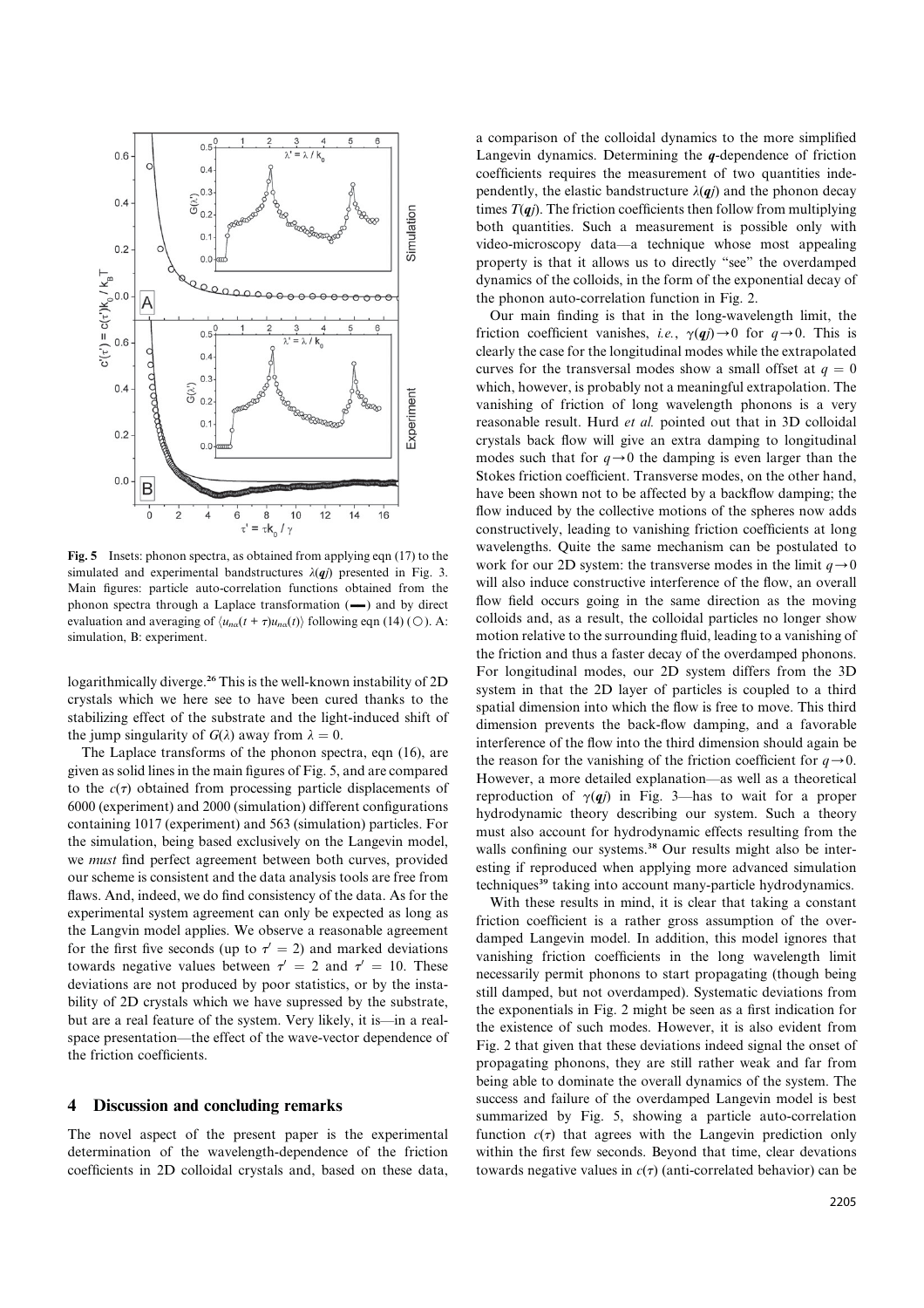**Fig. 5** Insets: phonon spectra, as obtained from applying eqn (17) to the simulated and experimental bandstructures $\lambda(\boldsymbol{q}j)$ presented in Fig. 3. Main figures: particle auto-correlation functions obtained from the phonon spectra through a Laplace transformation (—) and by direct evaluation and averaging of $\langle u_{n\alpha}(t+\tau)u_{n\alpha}(t)\rangle$ following eqn (14) (○). A: simulation, B: experiment.

logarithmically diverge.[26] This is the well-known instability of 2D crystals which we here see to have been cured thanks to the stabilizing effect of the substrate and the light-induced shift of the jump singularity of $G(\lambda)$ away from $\lambda = 0$.

The Laplace transforms of the phonon spectra, eqn (16), are given as solid lines in the main figures of Fig. 5, and are compared to the $c(\tau)$ obtained from processing particle displacements of 6000 (experiment) and 2000 (simulation) different configurations containing 1017 (experiment) and 563 (simulation) particles. For the simulation, being based exclusively on the Langevin model, we *must* find perfect agreement between both curves, provided our scheme is consistent and the data analysis tools are free from flaws. And, indeed, we do find consistency of the data. As for the experimental system agreement can only be expected as long as the Langvin model applies. We observe a reasonable agreement for the first five seconds (up to $\tau' = 2$) and marked deviations towards negative values between $\tau' = 2$ and $\tau' = 10$. These deviations are not produced by poor statistics, or by the instability of 2D crystals which we have supressed by the substrate, but are a real feature of the system. Very likely, it is—in a real-space presentation—the effect of the wave-vector dependence of the friction coefficients.

## 4 Discussion and concluding remarks

The novel aspect of the present paper is the experimental determination of the wavelength-dependence of the friction coefficients in 2D colloidal crystals and, based on these data, a comparison of the colloidal dynamics to the more simplified Langevin dynamics. Determining the $\boldsymbol{q}$-dependence of friction coefficients requires the measurement of two quantities independently, the elastic bandstructure $\lambda(\boldsymbol{q}j)$ and the phonon decay times $T(\boldsymbol{q}j)$. The friction coefficients then follow from multiplying both quantities. Such a measurement is possible only with video-microscopy data—a technique whose most appealing property is that it allows us to directly "see" the overdamped dynamics of the colloids, in the form of the exponential decay of the phonon auto-correlation function in Fig. 2.

Our main finding is that in the long-wavelength limit, the friction coefficient vanishes, *i.e.*, $\gamma(\boldsymbol{q}j) \rightarrow 0$ for $q \rightarrow 0$. This is clearly the case for the longitudinal modes while the extrapolated curves for the transversal modes show a small offset at $q = 0$ which, however, is probably not a meaningful extrapolation. The vanishing of friction of long wavelength phonons is a very reasonable result. Hurd *et al.* pointed out that in 3D colloidal crystals back flow will give an extra damping to longitudinal modes such that for $q \rightarrow 0$ the damping is even larger than the Stokes friction coefficient. Transverse modes, on the other hand, have been shown not to be affected by a backflow damping; the flow induced by the collective motions of the spheres now adds constructively, leading to vanishing friction coefficients at long wavelengths. Quite the same mechanism can be postulated to work for our 2D system: the transverse modes in the limit $q \rightarrow 0$ will also induce constructive interference of the flow, an overall flow field occurs going in the same direction as the moving colloids and, as a result, the colloidal particles no longer show motion relative to the surrounding fluid, leading to a vanishing of the friction and thus a faster decay of the overdamped phonons. For longitudinal modes, our 2D system differs from the 3D system in that the 2D layer of particles is coupled to a third spatial dimension into which the flow is free to move. This third dimension prevents the back-flow damping, and a favorable interference of the flow into the third dimension should again be the reason for the vanishing of the friction coefficient for $q \rightarrow 0$. However, a more detailed explanation—as well as a theoretical reproduction of $\gamma(\boldsymbol{q}j)$ in Fig. 3—has to wait for a proper hydrodynamic theory describing our system. Such a theory must also account for hydrodynamic effects resulting from the walls confining our systems.[38] Our results might also be interesting if reproduced when applying more advanced simulation techniques[39] taking into account many-particle hydrodynamics.

With these results in mind, it is clear that taking a constant friction coefficient is a rather gross assumption of the overdamped Langevin model. In addition, this model ignores that vanishing friction coefficients in the long wavelength limit necessarily permit phonons to start propagating (though being still damped, but not overdamped). Systematic deviations from the exponentials in Fig. 2 might be seen as a first indication for the existence of such modes. However, it is also evident from Fig. 2 that given that these deviations indeed signal the onset of propagating phonons, they are still rather weak and far from being able to dominate the overall dynamics of the system. The success and failure of the overdamped Langevin model is best summarized by Fig. 5, showing a particle auto-correlation function $c(\tau)$ that agrees with the Langevin prediction only within the first few seconds. Beyond that time, clear deviations towards negative values in $c(\tau)$ (anti-correlated behavior) can be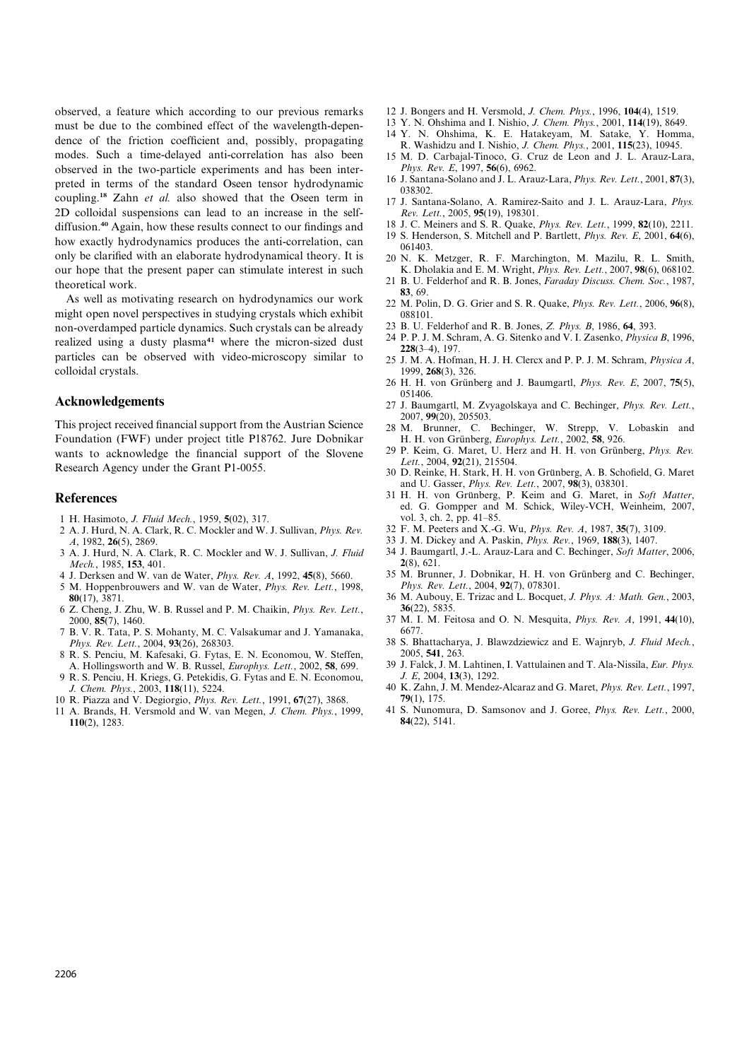observed, a feature which according to our previous remarks must be due to the combined effect of the wavelength-dependence of the friction coefficient and, possibly, propagating modes. Such a time-delayed anti-correlation has also been observed in the two-particle experiments and has been interpreted in terms of the standard Oseen tensor hydrodynamic coupling.[18] Zahn *et al.* also showed that the Oseen term in 2D colloidal suspensions can lead to an increase in the self-diffusion.[40] Again, how these results connect to our findings and how exactly hydrodynamics produces the anti-correlation, can only be clarified with an elaborate hydrodynamical theory. It is our hope that the present paper can stimulate interest in such theoretical work.

As well as motivating research on hydrodynamics our work might open novel perspectives in studying crystals which exhibit non-overdamped particle dynamics. Such crystals can be already realized using a dusty plasma[41] where the micron-sized dust particles can be observed with video-microscopy similar to colloidal crystals.

## Acknowledgements

This project received financial support from the Austrian Science Foundation (FWF) under project title P18762. Jure Dobnikar wants to acknowledge the financial support of the Slovene Research Agency under the Grant P1-0055.

## References

1 H. Hasimoto, *J. Fluid Mech.*, 1959, **5**(02), 317.
2 A. J. Hurd, N. A. Clark, R. C. Mockler and W. J. Sullivan, *Phys. Rev. A*, 1982, **26**(5), 2869.
3 A. J. Hurd, N. A. Clark, R. C. Mockler and W. J. Sullivan, *J. Fluid Mech.*, 1985, **153**, 401.
4 J. Derksen and W. van de Water, *Phys. Rev. A*, 1992, **45**(8), 5660.
5 M. Hoppenbrouwers and W. van de Water, *Phys. Rev. Lett.*, 1998, **80**(17), 3871.
6 Z. Cheng, J. Zhu, W. B. Russel and P. M. Chaikin, *Phys. Rev. Lett.*, 2000, **85**(7), 1460.
7 B. V. R. Tata, P. S. Mohanty, M. C. Valsakumar and J. Yamanaka, *Phys. Rev. Lett.*, 2004, **93**(26), 268303.
8 R. S. Penciu, M. Kafesaki, G. Fytas, E. N. Economou, W. Steffen, A. Hollingsworth and W. B. Russel, *Europhys. Lett.*, 2002, **58**, 699.
9 R. S. Penciu, H. Kriegs, G. Petekidis, G. Fytas and E. N. Economou, *J. Chem. Phys.*, 2003, **118**(11), 5224.
10 R. Piazza and V. Degiorgio, *Phys. Rev. Lett.*, 1991, **67**(27), 3868.
11 A. Brands, H. Versmold and W. van Megen, *J. Chem. Phys.*, 1999, **110**(2), 1283.
12 J. Bongers and H. Versmold, *J. Chem. Phys.*, 1996, **104**(4), 1519.
13 Y. N. Ohshima and I. Nishio, *J. Chem. Phys.*, 2001, **114**(19), 8649.
14 Y. N. Ohshima, K. E. Hatakeyam, M. Satake, Y. Homma, R. Washidzu and I. Nishio, *J. Chem. Phys.*, 2001, **115**(23), 10945.
15 M. D. Carbajal-Tinoco, G. Cruz de Leon and J. L. Arauz-Lara, *Phys. Rev. E*, 1997, **56**(6), 6962.
16 J. Santana-Solano and J. L. Arauz-Lara, *Phys. Rev. Lett.*, 2001, **87**(3), 038302.
17 J. Santana-Solano, A. Ramirez-Saito and J. L. Arauz-Lara, *Phys. Rev. Lett.*, 2005, **95**(19), 198301.
18 J. C. Meiners and S. R. Quake, *Phys. Rev. Lett.*, 1999, **82**(10), 2211.
19 S. Henderson, S. Mitchell and P. Bartlett, *Phys. Rev. E*, 2001, **64**(6), 061403.
20 N. K. Metzger, R. F. Marchington, M. Mazilu, R. L. Smith, K. Dholakia and E. M. Wright, *Phys. Rev. Lett.*, 2007, **98**(6), 068102.
21 B. U. Felderhof and R. B. Jones, *Faraday Discuss. Chem. Soc.*, 1987, **83**, 69.
22 M. Polin, D. G. Grier and S. R. Quake, *Phys. Rev. Lett.*, 2006, **96**(8), 088101.
23 B. U. Felderhof and R. B. Jones, *Z. Phys. B*, 1986, **64**, 393.
24 P. P. J. M. Schram, A. G. Sitenko and V. I. Zasenko, *Physica B*, 1996, **228**(3–4), 197.
25 J. M. A. Hofman, H. J. H. Clercx and P. P. J. M. Schram, *Physica A*, 1999, **268**(3), 326.
26 H. H. von Grünberg and J. Baumgartl, *Phys. Rev. E*, 2007, **75**(5), 051406.
27 J. Baumgartl, M. Zvyagolskaya and C. Bechinger, *Phys. Rev. Lett.*, 2007, **99**(20), 205503.
28 M. Brunner, C. Bechinger, W. Strepp, V. Lobaskin and H. H. von Grünberg, *Europhys. Lett.*, 2002, **58**, 926.
29 P. Keim, G. Maret, U. Herz and H. H. von Grünberg, *Phys. Rev. Lett.*, 2004, **92**(21), 215504.
30 D. Reinke, H. Stark, H. H. von Grünberg, A. B. Schofield, G. Maret and U. Gasser, *Phys. Rev. Lett.*, 2007, **98**(3), 038301.
31 H. H. von Grünberg, P. Keim and G. Maret, in *Soft Matter*, ed. G. Gompper and M. Schick, Wiley-VCH, Weinheim, 2007, vol. 3, ch. 2, pp. 41–85.
32 F. M. Peeters and X.-G. Wu, *Phys. Rev. A*, 1987, **35**(7), 3109.
33 J. M. Dickey and A. Paskin, *Phys. Rev.*, 1969, **188**(3), 1407.
34 J. Baumgartl, J.-L. Arauz-Lara and C. Bechinger, *Soft Matter*, 2006, **2**(8), 621.
35 M. Brunner, J. Dobnikar, H. H. von Grünberg and C. Bechinger, *Phys. Rev. Lett.*, 2004, **92**(7), 078301.
36 M. Aubouy, E. Trizac and L. Bocquet, *J. Phys. A: Math. Gen.*, 2003, **36**(22), 5835.
37 M. I. M. Feitosa and O. N. Mesquita, *Phys. Rev. A*, 1991, **44**(10), 6677.
38 S. Bhattacharya, J. Blawzdziewicz and E. Wajnryb, *J. Fluid Mech.*, 2005, **541**, 263.
39 J. Falck, J. M. Lahtinen, I. Vattulainen and T. Ala-Nissila, *Eur. Phys. J. E*, 2004, **13**(3), 1292.
40 K. Zahn, J. M. Mendez-Alcaraz and G. Maret, *Phys. Rev. Lett.*, 1997, **79**(1), 175.
41 S. Nunomura, D. Samsonov and J. Goree, *Phys. Rev. Lett.*, 2000, **84**(22), 5141.